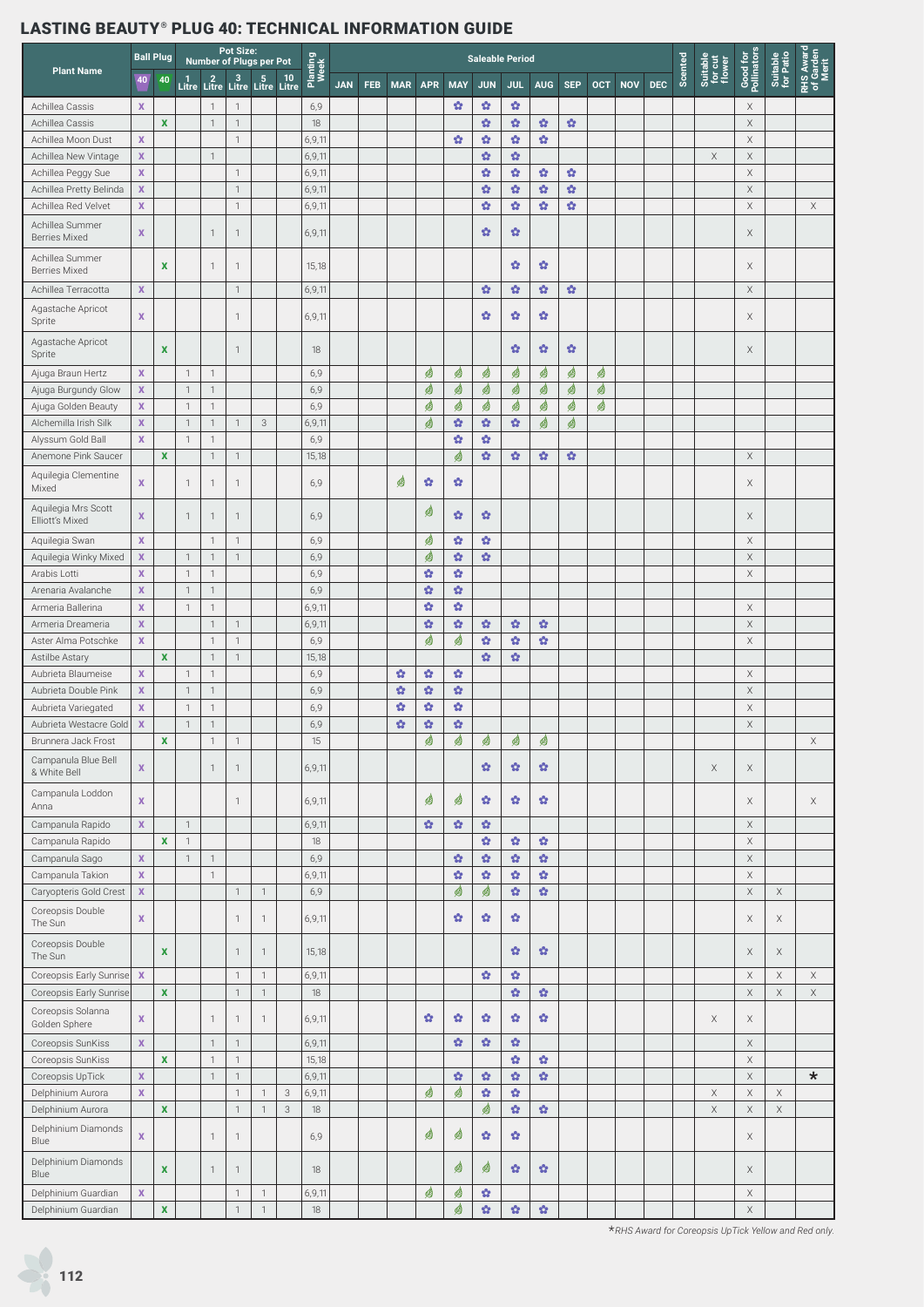# LASTING BEAUTY® PLUG 40: TECHNICAL INFORMATION GUIDE

| Plant Name | Ball Plug | | Pot Size: Number of Plugs per Pot | | | | | Planting Week | Saleable Period | | | | | | | | | | | | Scented | Suitable for cut flower | Good for Pollinators | Suitable for Patio | RHS Award of Garden Merit |
|---|---|---|---|---|---|---|---|---|---|---|---|---|---|---|---|---|---|---|---|---|---|---|---|---|---|
| | 40 | 40 | 1 Litre | 2 Litre | 3 Litre | 5 Litre | 10 Litre | | JAN | FEB | MAR | APR | MAY | JUN | JUL | AUG | SEP | OCT | NOV | DEC | | | | | |
| Achillea Cassis | X | | | 1 | 1 | | | 6,9 | | | | | ✿ | ✿ | ✿ | | | | | | | | X | | |
| Achillea Cassis | | X | | 1 | 1 | | | 18 | | | | | | ✿ | ✿ | ✿ | ✿ | | | | | | X | | |
| Achillea Moon Dust | X | | | | 1 | | | 6,9,11 | | | | | ✿ | ✿ | ✿ | ✿ | | | | | | | X | | |
| Achillea New Vintage | X | | | 1 | | | | 6,9,11 | | | | | | ✿ | ✿ | | | | | | | X | X | | |
| Achillea Peggy Sue | X | | | | 1 | | | 6,9,11 | | | | | | ✿ | ✿ | ✿ | ✿ | | | | | | X | | |
| Achillea Pretty Belinda | X | | | | 1 | | | 6,9,11 | | | | | | ✿ | ✿ | ✿ | ✿ | | | | | | X | | |
| Achillea Red Velvet | X | | | | 1 | | | 6,9,11 | | | | | | ✿ | ✿ | ✿ | ✿ | | | | | | X | | X |
| Achillea Summer Berries Mixed | X | | | 1 | 1 | | | 6,9,11 | | | | | | ✿ | ✿ | | | | | | | | X | | |
| Achillea Summer Berries Mixed | | X | | 1 | 1 | | | 15,18 | | | | | | | ✿ | ✿ | | | | | | | X | | |
| Achillea Terracotta | X | | | | 1 | | | 6,9,11 | | | | | | ✿ | ✿ | ✿ | ✿ | | | | | | X | | |
| Agastache Apricot Sprite | X | | | | 1 | | | 6,9,11 | | | | | | ✿ | ✿ | ✿ | | | | | | | X | | |
| Agastache Apricot Sprite | | X | | | 1 | | | 18 | | | | | | | ✿ | ✿ | ✿ | | | | | | X | | |
| Ajuga Braun Hertz | X | | 1 | 1 | | | | 6,9 | | | | 🍃 | 🍃 | 🍃 | 🍃 | 🍃 | 🍃 | 🍃 | | | | | | | |
| Ajuga Burgundy Glow | X | | 1 | 1 | | | | 6,9 | | | | 🍃 | 🍃 | 🍃 | 🍃 | 🍃 | 🍃 | 🍃 | | | | | | | |
| Ajuga Golden Beauty | X | | 1 | 1 | | | | 6,9 | | | | 🍃 | 🍃 | 🍃 | 🍃 | 🍃 | 🍃 | 🍃 | | | | | | | |
| Alchemilla Irish Silk | X | | 1 | 1 | 1 | 3 | | 6,9,11 | | | | 🍃 | ✿ | ✿ | ✿ | 🍃 | 🍃 | | | | | | | | |
| Alyssum Gold Ball | X | | 1 | 1 | | | | 6,9 | | | | | ✿ | ✿ | | | | | | | | | | | |
| Anemone Pink Saucer | | X | | 1 | 1 | | | 15,18 | | | | | 🍃 | ✿ | ✿ | ✿ | ✿ | | | | | | X | | |
| Aquilegia Clementine Mixed | X | | 1 | 1 | 1 | | | 6,9 | | | 🍃 | ✿ | ✿ | | | | | | | | | | X | | |
| Aquilegia Mrs Scott Elliott's Mixed | X | | 1 | 1 | 1 | | | 6,9 | | | | 🍃 | ✿ | ✿ | | | | | | | | | X | | |
| Aquilegia Swan | X | | | 1 | 1 | | | 6,9 | | | | 🍃 | ✿ | ✿ | | | | | | | | | X | | |
| Aquilegia Winky Mixed | X | | 1 | 1 | 1 | | | 6,9 | | | | 🍃 | ✿ | ✿ | | | | | | | | | X | | |
| Arabis Lotti | X | | 1 | 1 | | | | 6,9 | | | | ✿ | ✿ | | | | | | | | | | X | | |
| Arenaria Avalanche | X | | 1 | 1 | | | | 6,9 | | | | ✿ | ✿ | | | | | | | | | | | | |
| Armeria Ballerina | X | | 1 | 1 | | | | 6,9,11 | | | | ✿ | ✿ | | | | | | | | | | X | | |
| Armeria Dreameria | X | | | 1 | 1 | | | 6,9,11 | | | | ✿ | ✿ | ✿ | ✿ | ✿ | | | | | | | X | | |
| Aster Alma Potschke | X | | | 1 | 1 | | | 6,9 | | | | 🍃 | 🍃 | ✿ | ✿ | ✿ | | | | | | | X | | |
| Astilbe Astary | | X | | 1 | 1 | | | 15,18 | | | | | | ✿ | ✿ | | | | | | | | | | |
| Aubrieta Blaumeise | X | | 1 | 1 | | | | 6,9 | | | ✿ | ✿ | ✿ | | | | | | | | | | X | | |
| Aubrieta Double Pink | X | | 1 | 1 | | | | 6,9 | | | ✿ | ✿ | ✿ | | | | | | | | | | X | | |
| Aubrieta Variegated | X | | 1 | 1 | | | | 6,9 | | | ✿ | ✿ | ✿ | | | | | | | | | | X | | |
| Aubrieta Westacre Gold | X | | 1 | 1 | | | | 6,9 | | | ✿ | ✿ | ✿ | | | | | | | | | | X | | |
| Brunnera Jack Frost | | X | | 1 | 1 | | | 15 | | | | 🍃 | 🍃 | 🍃 | 🍃 | 🍃 | | | | | | | | | X |
| Campanula Blue Bell & White Bell | X | | | 1 | 1 | | | 6,9,11 | | | | | | ✿ | ✿ | ✿ | | | | | | X | X | | |
| Campanula Loddon Anna | X | | | | 1 | | | 6,9,11 | | | | 🍃 | 🍃 | ✿ | ✿ | ✿ | | | | | | | X | | X |
| Campanula Rapido | X | | 1 | | | | | 6,9,11 | | | | ✿ | ✿ | ✿ | | | | | | | | | X | | |
| Campanula Rapido | | X | 1 | | | | | 18 | | | | | | ✿ | ✿ | ✿ | | | | | | | X | | |
| Campanula Sago | X | | 1 | 1 | | | | 6,9 | | | | | ✿ | ✿ | ✿ | ✿ | | | | | | | X | | |
| Campanula Takion | X | | | 1 | | | | 6,9,11 | | | | | ✿ | ✿ | ✿ | ✿ | | | | | | | X | | |
| Caryopteris Gold Crest | X | | | | 1 | 1 | | 6,9 | | | | | 🍃 | 🍃 | ✿ | ✿ | | | | | | | X | X | |
| Coreopsis Double The Sun | X | | | | 1 | 1 | | 6,9,11 | | | | | ✿ | ✿ | ✿ | | | | | | | | X | X | |
| Coreopsis Double The Sun | | X | | | 1 | 1 | | 15,18 | | | | | | | ✿ | ✿ | | | | | | | X | X | |
| Coreopsis Early Sunrise | X | | | | 1 | 1 | | 6,9,11 | | | | | | ✿ | ✿ | | | | | | | | X | X | X |
| Coreopsis Early Sunrise | | X | | | 1 | 1 | | 18 | | | | | | | ✿ | ✿ | | | | | | | X | X | X |
| Coreopsis Solanna Golden Sphere | X | | | 1 | 1 | 1 | | 6,9,11 | | | | ✿ | ✿ | ✿ | ✿ | ✿ | | | | | | X | X | | |
| Coreopsis SunKiss | X | | | 1 | 1 | | | 6,9,11 | | | | | ✿ | ✿ | ✿ | | | | | | | | X | | |
| Coreopsis SunKiss | | X | | 1 | 1 | | | 15,18 | | | | | | | ✿ | ✿ | | | | | | | X | | |
| Coreopsis UpTick | X | | | 1 | 1 | | | 6,9,11 | | | | | ✿ | ✿ | ✿ | ✿ | | | | | | | X | | * |
| Delphinium Aurora | X | | | | 1 | 1 | 3 | 6,9,11 | | | | 🍃 | 🍃 | ✿ | ✿ | | | | | | | X | X | X | |
| Delphinium Aurora | | X | | | 1 | 1 | 3 | 18 | | | | | | 🍃 | ✿ | ✿ | | | | | | X | X | X | |
| Delphinium Diamonds Blue | X | | | 1 | 1 | | | 6,9 | | | | 🍃 | 🍃 | ✿ | ✿ | | | | | | | | X | | |
| Delphinium Diamonds Blue | | X | | 1 | 1 | | | 18 | | | | | 🍃 | 🍃 | ✿ | ✿ | | | | | | | X | | |
| Delphinium Guardian | X | | | | 1 | 1 | | 6,9,11 | | | | 🍃 | 🍃 | ✿ | | | | | | | | | X | | |
| Delphinium Guardian | | X | | | 1 | 1 | | 18 | | | | | 🍃 | ✿ | ✿ | ✿ | | | | | | | X | | |

*RHS Award for Coreopsis UpTick Yellow and Red only.*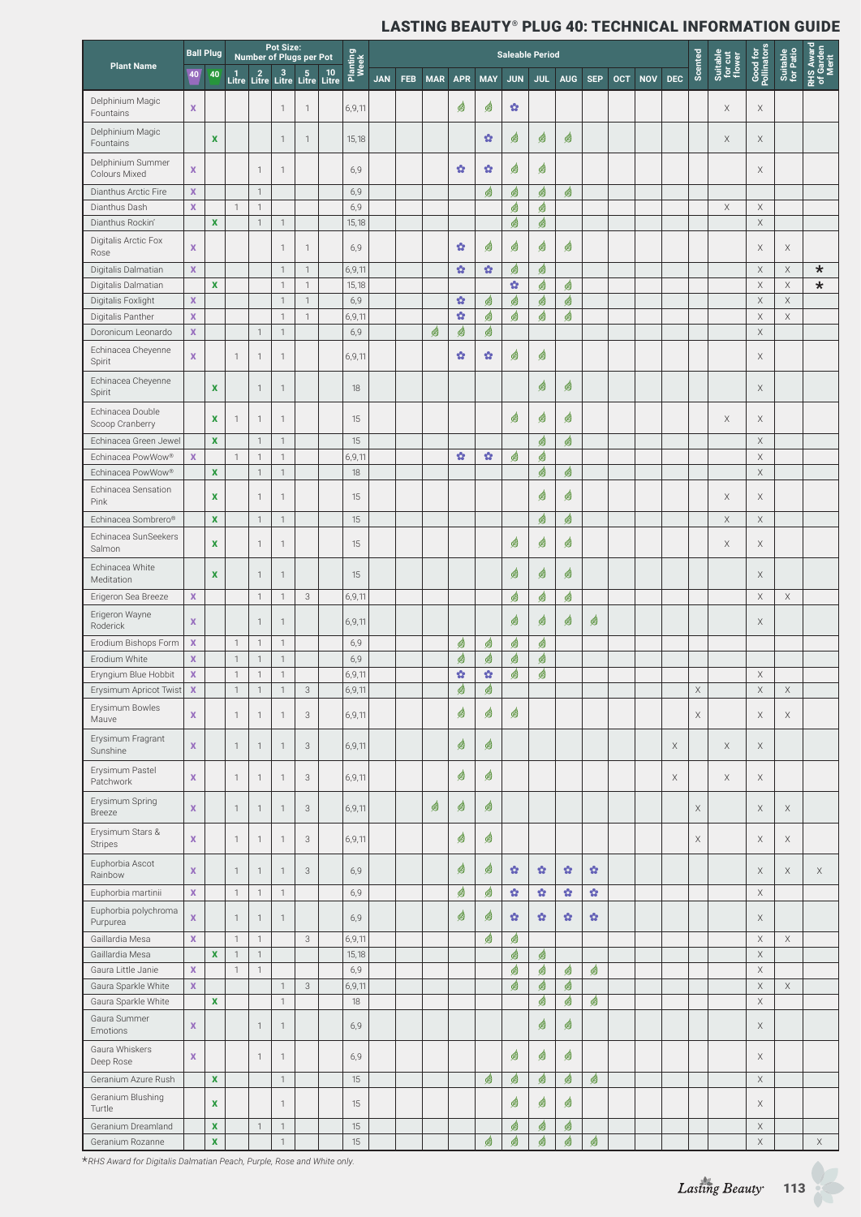# LASTING BEAUTY® PLUG 40: TECHNICAL INFORMATION GUIDE

| Plant Name | Ball 40 | Plug 40 | 1 Litre | 2 Litre | 3 Litre | 5 Litre | 10 Litre | Planting Week | JAN | FEB | MAR | APR | MAY | JUN | JUL | AUG | SEP | OCT | NOV | DEC | Scented | Suitable for cut flower | Good for Pollinators | Suitable for Patio | RHS Award of Garden Merit |
|---|---|---|---|---|---|---|---|---|---|---|---|---|---|---|---|---|---|---|---|---|---|---|---|---|---|
| Delphinium Magic Fountains | X | | | | 1 | 1 | | 6,9,11 | | | | 🍃 | 🍃 | ✿ | | | | | | | | X | X | | |
| Delphinium Magic Fountains | | X | | | 1 | 1 | | 15,18 | | | | | ✿ | 🍃 | 🍃 | 🍃 | | | | | | X | X | | |
| Delphinium Summer Colours Mixed | X | | | 1 | 1 | | | 6,9 | | | | ✿ | ✿ | 🍃 | 🍃 | | | | | | | | X | | |
| Dianthus Arctic Fire | X | | | 1 | | | | 6,9 | | | | | 🍃 | 🍃 | 🍃 | 🍃 | | | | | | | | | |
| Dianthus Dash | X | | 1 | 1 | | | | 6,9 | | | | | | 🍃 | 🍃 | | | | | | | X | X | | |
| Dianthus Rockin' | | X | | 1 | 1 | | | 15,18 | | | | | | 🍃 | 🍃 | | | | | | | | X | | |
| Digitalis Arctic Fox Rose | X | | | | 1 | 1 | | 6,9 | | | | ✿ | 🍃 | 🍃 | 🍃 | 🍃 | | | | | | | X | X | |
| Digitalis Dalmatian | X | | | | 1 | 1 | | 6,9,11 | | | | ✿ | ✿ | 🍃 | 🍃 | | | | | | | | X | X | * |
| Digitalis Dalmatian | | X | | | 1 | 1 | | 15,18 | | | | | | ✿ | 🍃 | 🍃 | | | | | | | X | X | * |
| Digitalis Foxlight | X | | | | 1 | 1 | | 6,9 | | | | ✿ | 🍃 | 🍃 | 🍃 | 🍃 | | | | | | | X | X | |
| Digitalis Panther | X | | | | 1 | 1 | | 6,9,11 | | | | ✿ | 🍃 | 🍃 | 🍃 | 🍃 | | | | | | | X | X | |
| Doronicum Leonardo | X | | | 1 | 1 | | | 6,9 | | | 🍃 | 🍃 | 🍃 | | | | | | | | | | X | | |
| Echinacea Cheyenne Spirit | X | | 1 | 1 | 1 | | | 6,9,11 | | | | ✿ | ✿ | 🍃 | 🍃 | | | | | | | | X | | |
| Echinacea Cheyenne Spirit | | X | | 1 | 1 | | | 18 | | | | | | | 🍃 | 🍃 | | | | | | | X | | |
| Echinacea Double Scoop Cranberry | | X | 1 | 1 | 1 | | | 15 | | | | | | 🍃 | 🍃 | 🍃 | | | | | | X | X | | |
| Echinacea Green Jewel | | X | | 1 | 1 | | | 15 | | | | | | | 🍃 | 🍃 | | | | | | | X | | |
| Echinacea PowWow® | X | | 1 | 1 | 1 | | | 6,9,11 | | | | ✿ | ✿ | 🍃 | 🍃 | | | | | | | | X | | |
| Echinacea PowWow® | | X | | 1 | 1 | | | 18 | | | | | | | 🍃 | 🍃 | | | | | | | X | | |
| Echinacea Sensation Pink | | X | | 1 | 1 | | | 15 | | | | | | | 🍃 | 🍃 | | | | | | X | X | | |
| Echinacea Sombrero® | | X | | 1 | 1 | | | 15 | | | | | | | 🍃 | 🍃 | | | | | | X | X | | |
| Echinacea SunSeekers Salmon | | X | | 1 | 1 | | | 15 | | | | | | 🍃 | 🍃 | 🍃 | | | | | | X | X | | |
| Echinacea White Meditation | | X | | 1 | 1 | | | 15 | | | | | | 🍃 | 🍃 | 🍃 | | | | | | | X | | |
| Erigeron Sea Breeze | X | | | 1 | 1 | 3 | | 6,9,11 | | | | | | 🍃 | 🍃 | 🍃 | | | | | | | X | X | |
| Erigeron Wayne Roderick | X | | | 1 | 1 | | | 6,9,11 | | | | | | 🍃 | 🍃 | 🍃 | 🍃 | | | | | | X | | |
| Erodium Bishops Form | X | | 1 | 1 | 1 | | | 6,9 | | | | 🍃 | 🍃 | 🍃 | 🍃 | | | | | | | | | | |
| Erodium White | X | | 1 | 1 | 1 | | | 6,9 | | | | 🍃 | 🍃 | 🍃 | 🍃 | | | | | | | | | | |
| Eryngium Blue Hobbit | X | | 1 | 1 | 1 | | | 6,9,11 | | | | ✿ | ✿ | 🍃 | 🍃 | | | | | | | | X | | |
| Erysimum Apricot Twist | X | | 1 | 1 | 1 | 3 | | 6,9,11 | | | | 🍃 | 🍃 | | | | | | | | X | | X | X | |
| Erysimum Bowles Mauve | X | | 1 | 1 | 1 | 3 | | 6,9,11 | | | | 🍃 | 🍃 | 🍃 | | | | | | | X | | X | X | |
| Erysimum Fragrant Sunshine | X | | 1 | 1 | 1 | 3 | | 6,9,11 | | | | 🍃 | 🍃 | | | | | | | X | | X | X | | |
| Erysimum Pastel Patchwork | X | | 1 | 1 | 1 | 3 | | 6,9,11 | | | | 🍃 | 🍃 | | | | | | | X | | X | X | | |
| Erysimum Spring Breeze | X | | 1 | 1 | 1 | 3 | | 6,9,11 | | | 🍃 | 🍃 | 🍃 | | | | | | | | X | | X | X | |
| Erysimum Stars & Stripes | X | | 1 | 1 | 1 | 3 | | 6,9,11 | | | | 🍃 | 🍃 | | | | | | | | X | | X | X | |
| Euphorbia Ascot Rainbow | X | | 1 | 1 | 1 | 3 | | 6,9 | | | | 🍃 | 🍃 | ✿ | ✿ | ✿ | ✿ | | | | | | X | X | X |
| Euphorbia martinii | X | | 1 | 1 | 1 | | | 6,9 | | | | 🍃 | 🍃 | ✿ | ✿ | ✿ | ✿ | | | | | | X | | |
| Euphorbia polychroma Purpurea | X | | 1 | 1 | 1 | | | 6,9 | | | | 🍃 | 🍃 | ✿ | ✿ | ✿ | ✿ | | | | | | X | | |
| Gaillardia Mesa | X | | 1 | 1 | | 3 | | 6,9,11 | | | | | 🍃 | 🍃 | | | | | | | | | X | X | |
| Gaillardia Mesa | | X | 1 | 1 | | | | 15,18 | | | | | | 🍃 | 🍃 | | | | | | | | X | | |
| Gaura Little Janie | X | | 1 | 1 | | | | 6,9 | | | | | | 🍃 | 🍃 | 🍃 | 🍃 | | | | | | X | | |
| Gaura Sparkle White | X | | | | 1 | 3 | | 6,9,11 | | | | | | 🍃 | 🍃 | 🍃 | | | | | | | X | X | |
| Gaura Sparkle White | | X | | | 1 | | | 18 | | | | | | | 🍃 | 🍃 | 🍃 | | | | | | X | | |
| Gaura Summer Emotions | X | | | 1 | 1 | | | 6,9 | | | | | | | 🍃 | 🍃 | | | | | | | X | | |
| Gaura Whiskers Deep Rose | X | | | 1 | 1 | | | 6,9 | | | | | | 🍃 | 🍃 | 🍃 | | | | | | | X | | |
| Geranium Azure Rush | | X | | | 1 | | | 15 | | | | | 🍃 | 🍃 | 🍃 | 🍃 | 🍃 | | | | | | X | | |
| Geranium Blushing Turtle | | X | | | 1 | | | 15 | | | | | | 🍃 | 🍃 | 🍃 | | | | | | | X | | |
| Geranium Dreamland | | X | | 1 | 1 | | | 15 | | | | | | 🍃 | 🍃 | 🍃 | | | | | | | X | | |
| Geranium Rozanne | | X | | | 1 | | | 15 | | | | | 🍃 | 🍃 | 🍃 | 🍃 | 🍃 | | | | | | X | | X |

*RHS Award for Digitalis Dalmatian Peach, Purple, Rose and White only.*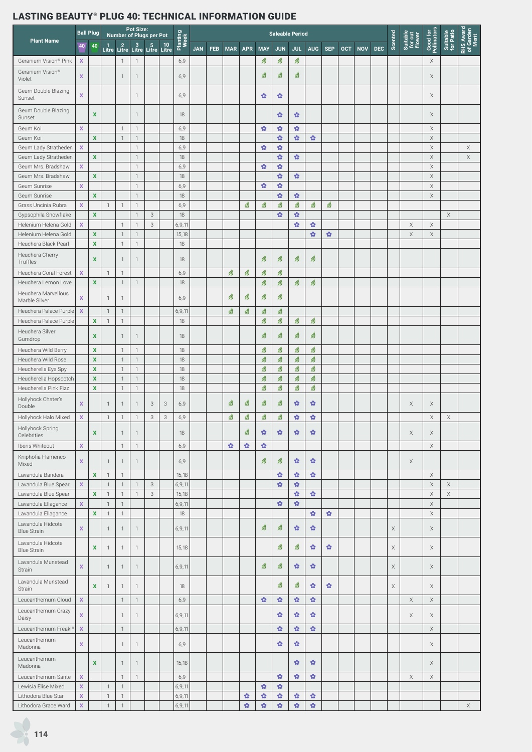# LASTING BEAUTY® PLUG 40: TECHNICAL INFORMATION GUIDE

🍃 = saleable for foliage; ✿ = saleable in flower

| Plant Name | Ball Plug | | Pot Size: Number of Plugs per Pot | | | | | Planting Week | Saleable Period | | | | | | | | | | | | Scented | Suitable for cut flower | Good for Pollinators | Suitable for Patio | RHS Award of Garden Merit |
|---|---|---|---|---|---|---|---|---|---|---|---|---|---|---|---|---|---|---|---|---|---|---|---|---|---|
| | 40 | 40 | 1 Litre | 2 Litre | 3 Litre | 5 Litre | 10 Litre | | JAN | FEB | MAR | APR | MAY | JUN | JUL | AUG | SEP | OCT | NOV | DEC | | | | | |
| Geranium Vision® Pink | X | | | 1 | 1 | | | 6,9 | | | | | 🍃 | 🍃 | 🍃 | | | | | | | | X | | |
| Geranium Vision® Violet | X | | | 1 | 1 | | | 6,9 | | | | | 🍃 | 🍃 | 🍃 | | | | | | | | X | | |
| Geum Double Blazing Sunset | X | | | | 1 | | | 6,9 | | | | | ✿ | ✿ | | | | | | | | | X | | |
| Geum Double Blazing Sunset | | X | | | 1 | | | 18 | | | | | | ✿ | ✿ | | | | | | | | X | | |
| Geum Koi | X | | | 1 | 1 | | | 6,9 | | | | | ✿ | ✿ | ✿ | | | | | | | | X | | |
| Geum Koi | | X | | 1 | 1 | | | 18 | | | | | | ✿ | ✿ | ✿ | | | | | | | X | | |
| Geum Lady Stratheden | X | | | | 1 | | | 6,9 | | | | | ✿ | ✿ | | | | | | | | | X | | X |
| Geum Lady Stratheden | | X | | | 1 | | | 18 | | | | | | ✿ | ✿ | | | | | | | | X | | X |
| Geum Mrs. Bradshaw | X | | | | 1 | | | 6,9 | | | | | ✿ | ✿ | | | | | | | | | X | | |
| Geum Mrs. Bradshaw | | X | | | 1 | | | 18 | | | | | | ✿ | ✿ | | | | | | | | X | | |
| Geum Sunrise | X | | | | 1 | | | 6,9 | | | | | ✿ | ✿ | | | | | | | | | X | | |
| Geum Sunrise | | X | | | 1 | | | 18 | | | | | | ✿ | ✿ | | | | | | | | X | | |
| Grass Uncinia Rubra | X | | 1 | 1 | 1 | | | 6,9 | | | | 🍃 | 🍃 | 🍃 | 🍃 | 🍃 | 🍃 | | | | | | | | |
| Gypsophila Snowflake | | X | | | 1 | 3 | | 18 | | | | | | ✿ | ✿ | | | | | | | | | X | |
| Helenium Helena Gold | X | | | 1 | 1 | 3 | | 6,9,11 | | | | | | | ✿ | ✿ | | | | | | X | X | | |
| Helenium Helena Gold | | X | | 1 | 1 | | | 15,18 | | | | | | | | ✿ | ✿ | | | | | X | X | | |
| Heuchera Black Pearl | | X | | 1 | 1 | | | 18 | | | | | | | | | | | | | | | | | |
| Heuchera Cherry Truffles | | X | | 1 | 1 | | | 18 | | | | | 🍃 | 🍃 | 🍃 | 🍃 | | | | | | | | | |
| Heuchera Coral Forest | X | | 1 | 1 | | | | 6,9 | | | 🍃 | 🍃 | 🍃 | 🍃 | | | | | | | | | | | |
| Heuchera Lemon Love | | X | | 1 | 1 | | | 18 | | | | | 🍃 | 🍃 | 🍃 | 🍃 | | | | | | | | | |
| Heuchera Marvellous Marble Silver | X | | 1 | 1 | | | | 6,9 | | | 🍃 | 🍃 | 🍃 | 🍃 | | | | | | | | | | | |
| Heuchera Palace Purple | X | | 1 | 1 | | | | 6,9,11 | | | 🍃 | 🍃 | 🍃 | 🍃 | | | | | | | | | | | |
| Heuchera Palace Purple | | X | 1 | 1 | | | | 18 | | | | | 🍃 | 🍃 | 🍃 | 🍃 | | | | | | | | | |
| Heuchera Silver Gumdrop | | X | | 1 | 1 | | | 18 | | | | | 🍃 | 🍃 | 🍃 | 🍃 | | | | | | | | | |
| Heuchera Wild Berry | | X | | 1 | 1 | | | 18 | | | | | 🍃 | 🍃 | 🍃 | 🍃 | | | | | | | | | |
| Heuchera Wild Rose | | X | | 1 | 1 | | | 18 | | | | | 🍃 | 🍃 | 🍃 | 🍃 | | | | | | | | | |
| Heucherella Eye Spy | | X | | 1 | 1 | | | 18 | | | | | 🍃 | 🍃 | 🍃 | 🍃 | | | | | | | | | |
| Heucherella Hopscotch | | X | | 1 | 1 | | | 18 | | | | | 🍃 | 🍃 | 🍃 | 🍃 | | | | | | | | | |
| Heucherella Pink Fizz | | X | | 1 | 1 | | | 18 | | | | | 🍃 | 🍃 | 🍃 | 🍃 | | | | | | | | | |
| Hollyhock Chater's Double | X | | 1 | 1 | 1 | 3 | 3 | 6,9 | | | 🍃 | 🍃 | 🍃 | 🍃 | ✿ | ✿ | | | | | | X | X | | |
| Hollyhock Halo Mixed | X | | 1 | 1 | 1 | 3 | 3 | 6,9 | | | 🍃 | 🍃 | 🍃 | 🍃 | ✿ | ✿ | | | | | | | X | X | |
| Hollyhock Spring Celebrities | | X | | 1 | 1 | | | 18 | | | | 🍃 | ✿ | ✿ | ✿ | ✿ | | | | | | X | X | | |
| Iberis Whiteout | X | | | 1 | 1 | | | 6,9 | | | ✿ | ✿ | ✿ | | | | | | | | | | X | | |
| Kniphofia Flamenco Mixed | X | | 1 | 1 | 1 | | | 6,9 | | | | | 🍃 | 🍃 | ✿ | ✿ | | | | | | X | | | |
| Lavandula Bandera | | X | 1 | 1 | | | | 15,18 | | | | | | ✿ | ✿ | ✿ | | | | | | | X | | |
| Lavandula Blue Spear | X | | 1 | 1 | 1 | 3 | | 6,9,11 | | | | | | ✿ | ✿ | | | | | | | | X | X | |
| Lavandula Blue Spear | | X | 1 | 1 | 1 | 3 | | 15,18 | | | | | | | ✿ | ✿ | | | | | | | X | X | |
| Lavandula Ellagance | X | | 1 | 1 | | | | 6,9,11 | | | | | | ✿ | ✿ | | | | | | | | X | | |
| Lavandula Ellagance | | X | 1 | 1 | | | | 18 | | | | | | | | ✿ | ✿ | | | | | | X | | |
| Lavandula Hidcote Blue Strain | X | | 1 | 1 | 1 | | | 6,9,11 | | | | | 🍃 | 🍃 | ✿ | ✿ | | | | | X | | X | | |
| Lavandula Hidcote Blue Strain | | X | 1 | 1 | 1 | | | 15,18 | | | | | | 🍃 | 🍃 | ✿ | ✿ | | | | X | | X | | |
| Lavandula Munstead Strain | X | | 1 | 1 | 1 | | | 6,9,11 | | | | | 🍃 | 🍃 | ✿ | ✿ | | | | | X | | X | | |
| Lavandula Munstead Strain | | X | 1 | 1 | 1 | | | 18 | | | | | | 🍃 | 🍃 | ✿ | ✿ | | | | X | | X | | |
| Leucanthemum Cloud | X | | | 1 | 1 | | | 6,9 | | | | | ✿ | ✿ | ✿ | ✿ | | | | | | X | X | | |
| Leucanthemum Crazy Daisy | X | | | 1 | 1 | | | 6,9,11 | | | | | | ✿ | ✿ | ✿ | | | | | | X | X | | |
| Leucanthemum Freak!® | X | | | 1 | | | | 6,9,11 | | | | | | ✿ | ✿ | ✿ | | | | | | | X | | |
| Leucanthemum Madonna | X | | | 1 | 1 | | | 6,9 | | | | | | ✿ | ✿ | | | | | | | | X | | |
| Leucanthemum Madonna | | X | | 1 | 1 | | | 15,18 | | | | | | | ✿ | ✿ | | | | | | | X | | |
| Leucanthemum Sante | X | | | 1 | 1 | | | 6,9 | | | | | | ✿ | ✿ | ✿ | | | | | | X | X | | |
| Lewisia Elise Mixed | X | | 1 | 1 | | | | 6,9,11 | | | | | ✿ | ✿ | | | | | | | | | | | |
| Lithodora Blue Star | X | | 1 | 1 | | | | 6,9,11 | | | | ✿ | ✿ | ✿ | ✿ | ✿ | | | | | | | | | |
| Lithodora Grace Ward | X | | 1 | 1 | | | | 6,9,11 | | | | ✿ | ✿ | ✿ | ✿ | ✿ | | | | | | | | | X |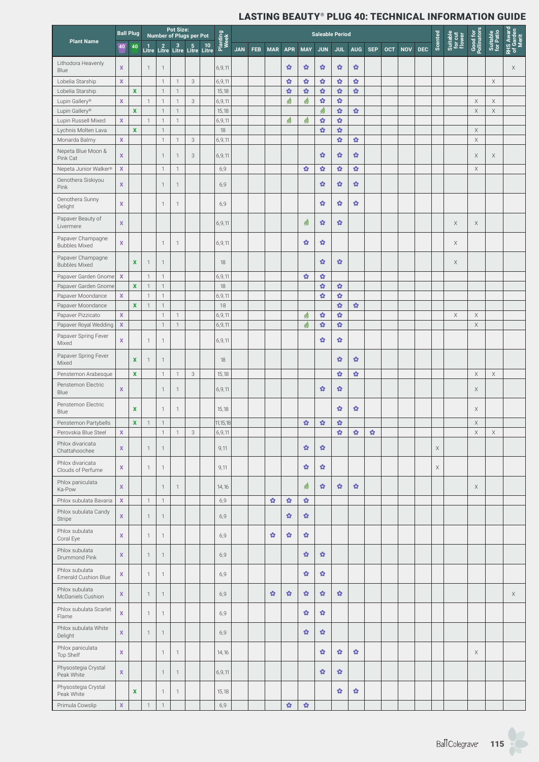# LASTING BEAUTY® PLUG 40: TECHNICAL INFORMATION GUIDE

| Plant Name | Ball Plug | | Pot Size: Number of Plugs per Pot | | | | | Planting Week | Saleable Period | | | | | | | | | | | | Scented | Suitable for cut flower | Good for Pollinators | Suitable for Patio | RHS Award of Garden Merit |
|---|---|---|---|---|---|---|---|---|---|---|---|---|---|---|---|---|---|---|---|---|---|---|---|---|---|
| | 40 | 40 | 1 Litre | 2 Litre | 3 Litre | 5 Litre | 10 Litre | | JAN | FEB | MAR | APR | MAY | JUN | JUL | AUG | SEP | OCT | NOV | DEC | | | | | |
| Lithodora Heavenly Blue | X | | 1 | 1 | | | | 6,9,11 | | | | ✿ | ✿ | ✿ | ✿ | ✿ | | | | | | | | | X |
| Lobelia Starship | X | | | 1 | 1 | 3 | | 6,9,11 | | | | ✿ | ✿ | ✿ | ✿ | ✿ | | | | | | | | X | |
| Lobelia Starship | | X | | 1 | 1 | | | 15,18 | | | | ✿ | ✿ | ✿ | ✿ | ✿ | | | | | | | | | |
| Lupin Gallery® | X | | 1 | 1 | 1 | 3 | | 6,9,11 | | | | 🌿 | 🌿 | ✿ | ✿ | | | | | | | | X | X | |
| Lupin Gallery® | | X | | 1 | 1 | | | 15,18 | | | | | | 🌿 | ✿ | ✿ | | | | | | | X | X | |
| Lupin Russell Mixed | X | | 1 | 1 | 1 | | | 6,9,11 | | | | 🌿 | 🌿 | ✿ | ✿ | | | | | | | | | | |
| Lychnis Molten Lava | | X | | 1 | | | | 18 | | | | | | ✿ | ✿ | | | | | | | | X | | |
| Monarda Balmy | X | | | 1 | 1 | 3 | | 6,9,11 | | | | | | | ✿ | ✿ | | | | | | | X | | |
| Nepeta Blue Moon & Pink Cat | X | | | 1 | 1 | 3 | | 6,9,11 | | | | | | ✿ | ✿ | ✿ | | | | | | | X | X | |
| Nepeta Junior Walker® | X | | | 1 | 1 | | | 6,9 | | | | | ✿ | ✿ | ✿ | ✿ | | | | | | | X | | |
| Oenothera Siskiyou Pink | X | | | 1 | 1 | | | 6,9 | | | | | | ✿ | ✿ | ✿ | | | | | | | | | |
| Oenothera Sunny Delight | X | | | 1 | 1 | | | 6,9 | | | | | | ✿ | ✿ | ✿ | | | | | | | | | |
| Papaver Beauty of Livermere | X | | | | | | | 6,9,11 | | | | | 🌿 | ✿ | ✿ | | | | | | | X | X | | |
| Papaver Champagne Bubbles Mixed | X | | | 1 | 1 | | | 6,9,11 | | | | | ✿ | ✿ | | | | | | | | X | | | |
| Papaver Champagne Bubbles Mixed | | X | 1 | 1 | | | | 18 | | | | | | ✿ | ✿ | | | | | | | X | | | |
| Papaver Garden Gnome | X | | 1 | 1 | | | | 6,9,11 | | | | | ✿ | ✿ | | | | | | | | | | | |
| Papaver Garden Gnome | | X | 1 | 1 | | | | 18 | | | | | | ✿ | ✿ | | | | | | | | | | |
| Papaver Moondance | X | | 1 | 1 | | | | 6,9,11 | | | | | | ✿ | ✿ | | | | | | | | | | |
| Papaver Moondance | | X | 1 | 1 | | | | 18 | | | | | | | ✿ | ✿ | | | | | | | | | |
| Papaver Pizzicato | X | | | 1 | 1 | | | 6,9,11 | | | | | 🌿 | ✿ | ✿ | | | | | | | X | X | | |
| Papaver Royal Wedding | X | | | 1 | 1 | | | 6,9,11 | | | | | 🌿 | ✿ | ✿ | | | | | | | | X | | |
| Papaver Spring Fever Mixed | X | | 1 | 1 | | | | 6,9,11 | | | | | | ✿ | ✿ | | | | | | | | | | |
| Papaver Spring Fever Mixed | | X | 1 | 1 | | | | 18 | | | | | | | ✿ | ✿ | | | | | | | | | |
| Penstemon Arabesque | | X | | 1 | 1 | 3 | | 15,18 | | | | | | | ✿ | ✿ | | | | | | | X | X | |
| Penstemon Electric Blue | X | | | 1 | 1 | | | 6,9,11 | | | | | | ✿ | ✿ | | | | | | | | X | | |
| Penstemon Electric Blue | | X | | 1 | 1 | | | 15,18 | | | | | | | ✿ | ✿ | | | | | | | X | | |
| Penstemon Partybells | | X | 1 | 1 | | | | 11,15,18 | | | | | ✿ | ✿ | ✿ | | | | | | | | X | | |
| Perovskia Blue Steel | X | | | 1 | 1 | 3 | | 6,9,11 | | | | | | | ✿ | ✿ | ✿ | | | | | | X | X | |
| Phlox divaricata Chattahoochee | X | | 1 | 1 | | | | 9,11 | | | | | ✿ | ✿ | | | | | | | X | | | | |
| Phlox divaricata Clouds of Perfume | X | | 1 | 1 | | | | 9,11 | | | | | ✿ | ✿ | | | | | | | X | | | | |
| Phlox paniculata Ka-Pow | X | | | 1 | 1 | | | 14,16 | | | | | 🌿 | ✿ | ✿ | ✿ | | | | | | | X | | |
| Phlox subulata Bavaria | X | | 1 | 1 | | | | 6,9 | | | ✿ | ✿ | ✿ | | | | | | | | | | | | |
| Phlox subulata Candy Stripe | X | | 1 | 1 | | | | 6,9 | | | | ✿ | ✿ | | | | | | | | | | | | |
| Phlox subulata Coral Eye | X | | 1 | 1 | | | | 6,9 | | | ✿ | ✿ | ✿ | | | | | | | | | | | | |
| Phlox subulata Drummond Pink | X | | 1 | 1 | | | | 6,9 | | | | | ✿ | ✿ | | | | | | | | | | | |
| Phlox subulata Emerald Cushion Blue | X | | 1 | 1 | | | | 6,9 | | | | | ✿ | ✿ | | | | | | | | | | | |
| Phlox subulata McDaniels Cushion | X | | 1 | 1 | | | | 6,9 | | | ✿ | ✿ | ✿ | ✿ | ✿ | | | | | | | | | | X |
| Phlox subulata Scarlet Flame | X | | 1 | 1 | | | | 6,9 | | | | | ✿ | ✿ | | | | | | | | | | | |
| Phlox subulata White Delight | X | | 1 | 1 | | | | 6,9 | | | | | ✿ | ✿ | | | | | | | | | | | |
| Phlox paniculata Top Shelf | X | | | 1 | 1 | | | 14,16 | | | | | | ✿ | ✿ | ✿ | | | | | | | X | | |
| Physostegia Crystal Peak White | X | | | 1 | 1 | | | 6,9,11 | | | | | | ✿ | ✿ | | | | | | | | | | |
| Physostegia Crystal Peak White | | X | | 1 | 1 | | | 15,18 | | | | | | | ✿ | ✿ | | | | | | | | | |
| Primula Cowslip | X | | 1 | 1 | | | | 6,9 | | | | ✿ | ✿ | | | | | | | | | | | | |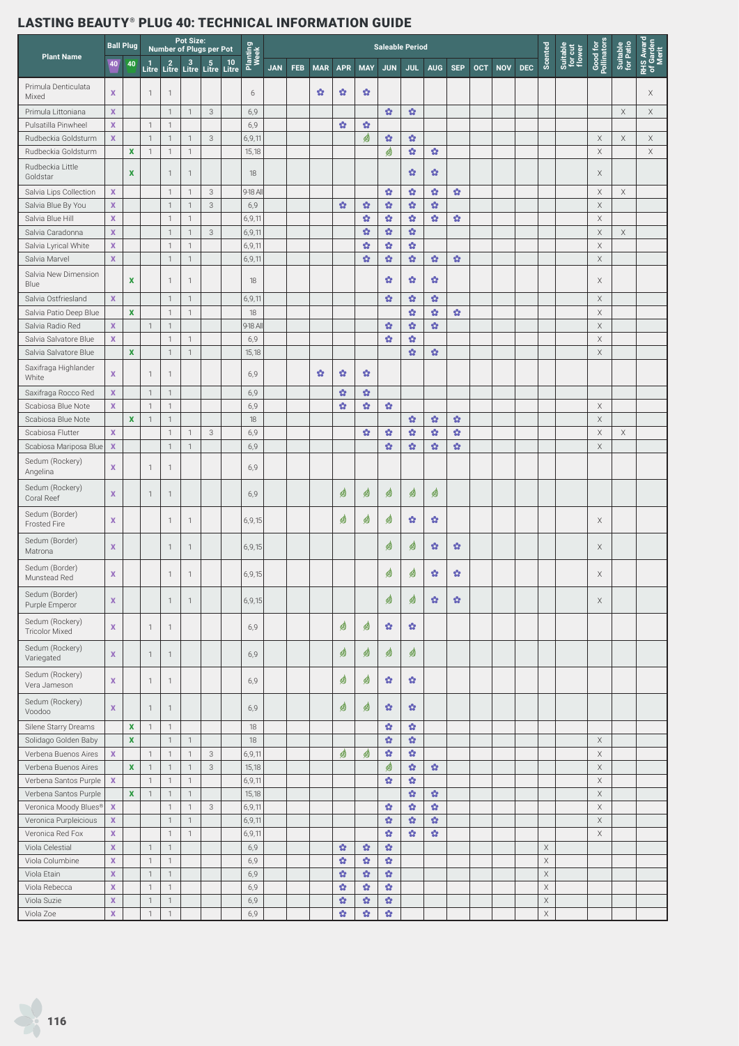# LASTING BEAUTY® PLUG 40: TECHNICAL INFORMATION GUIDE

✿ = flower symbol; 🍃 = leaf symbol (as shown in the Saleable Period columns)

| Plant Name | Ball Plug | | Pot Size: Number of Plugs per Pot | | | | | Planting Week | Saleable Period | | | | | | | | | | | | Scented | Suitable for cut flower | Good for Pollinators | Suitable for Patio | RHS Award of Garden Merit |
|---|---|---|---|---|---|---|---|---|---|---|---|---|---|---|---|---|---|---|---|---|---|---|---|---|---|
| | 40 | 40 | 1 Litre | 2 Litre | 3 Litre | 5 Litre | 10 Litre | | JAN | FEB | MAR | APR | MAY | JUN | JUL | AUG | SEP | OCT | NOV | DEC | | | | | |
| Primula Denticulata Mixed | X | | 1 | 1 | | | | 6 | | | ✿ | ✿ | ✿ | | | | | | | | | | | | X |
| Primula Littoniana | X | | | 1 | 1 | 3 | | 6,9 | | | | | | ✿ | ✿ | | | | | | | | | X | X |
| Pulsatilla Pinwheel | X | | 1 | 1 | | | | 6,9 | | | | ✿ | ✿ | | | | | | | | | | | | |
| Rudbeckia Goldsturm | X | | 1 | 1 | 1 | 3 | | 6,9,11 | | | | | 🍃 | ✿ | ✿ | | | | | | | | X | X | X |
| Rudbeckia Goldsturm | | X | 1 | 1 | 1 | | | 15,18 | | | | | | 🍃 | ✿ | ✿ | | | | | | | X | | X |
| Rudbeckia Little Goldstar | | X | | 1 | 1 | | | 18 | | | | | | | ✿ | ✿ | | | | | | | X | | |
| Salvia Lips Collection | X | | | 1 | 1 | 3 | | 9-18 All | | | | | | ✿ | ✿ | ✿ | ✿ | | | | | | X | X | |
| Salvia Blue By You | X | | | 1 | 1 | 3 | | 6,9 | | | | ✿ | ✿ | ✿ | ✿ | ✿ | | | | | | | X | | |
| Salvia Blue Hill | X | | | 1 | 1 | | | 6,9,11 | | | | | ✿ | ✿ | ✿ | ✿ | ✿ | | | | | | X | | |
| Salvia Caradonna | X | | | 1 | 1 | 3 | | 6,9,11 | | | | | ✿ | ✿ | ✿ | | | | | | | | X | X | |
| Salvia Lyrical White | X | | | 1 | 1 | | | 6,9,11 | | | | | ✿ | ✿ | ✿ | | | | | | | | X | | |
| Salvia Marvel | X | | | 1 | 1 | | | 6,9,11 | | | | | ✿ | ✿ | ✿ | ✿ | ✿ | | | | | | X | | |
| Salvia New Dimension Blue | | X | | 1 | 1 | | | 18 | | | | | | ✿ | ✿ | ✿ | | | | | | | X | | |
| Salvia Ostfriesland | X | | | 1 | 1 | | | 6,9,11 | | | | | | ✿ | ✿ | ✿ | | | | | | | X | | |
| Salvia Patio Deep Blue | | X | | 1 | 1 | | | 18 | | | | | | | ✿ | ✿ | ✿ | | | | | | X | | |
| Salvia Radio Red | X | | 1 | 1 | | | | 9-18 All | | | | | | ✿ | ✿ | ✿ | | | | | | | X | | |
| Salvia Salvatore Blue | X | | | 1 | 1 | | | 6,9 | | | | | | ✿ | ✿ | | | | | | | | X | | |
| Salvia Salvatore Blue | | X | | 1 | 1 | | | 15,18 | | | | | | | ✿ | ✿ | | | | | | | X | | |
| Saxifraga Highlander White | X | | 1 | 1 | | | | 6,9 | | | ✿ | ✿ | ✿ | | | | | | | | | | | | |
| Saxifraga Rocco Red | X | | 1 | 1 | | | | 6,9 | | | | ✿ | ✿ | | | | | | | | | | | | |
| Scabiosa Blue Note | X | | 1 | 1 | | | | 6,9 | | | | ✿ | ✿ | ✿ | | | | | | | | | X | | |
| Scabiosa Blue Note | | X | 1 | 1 | | | | 18 | | | | | | | ✿ | ✿ | ✿ | | | | | | X | | |
| Scabiosa Flutter | X | | | 1 | 1 | 3 | | 6,9 | | | | | ✿ | ✿ | ✿ | ✿ | ✿ | | | | | | X | X | |
| Scabiosa Mariposa Blue | X | | | 1 | 1 | | | 6,9 | | | | | | ✿ | ✿ | ✿ | ✿ | | | | | | X | | |
| Sedum (Rockery) Angelina | X | | 1 | 1 | | | | 6,9 | | | | | | | | | | | | | | | | | |
| Sedum (Rockery) Coral Reef | X | | 1 | 1 | | | | 6,9 | | | | 🍃 | 🍃 | 🍃 | 🍃 | 🍃 | | | | | | | | | |
| Sedum (Border) Frosted Fire | X | | | 1 | 1 | | | 6,9,15 | | | | 🍃 | 🍃 | 🍃 | ✿ | ✿ | | | | | | | X | | |
| Sedum (Border) Matrona | X | | | 1 | 1 | | | 6,9,15 | | | | | | 🍃 | 🍃 | ✿ | ✿ | | | | | | X | | |
| Sedum (Border) Munstead Red | X | | | 1 | 1 | | | 6,9,15 | | | | | | 🍃 | 🍃 | ✿ | ✿ | | | | | | X | | |
| Sedum (Border) Purple Emperor | X | | | 1 | 1 | | | 6,9,15 | | | | | | 🍃 | 🍃 | ✿ | ✿ | | | | | | X | | |
| Sedum (Rockery) Tricolor Mixed | X | | 1 | 1 | | | | 6,9 | | | | 🍃 | 🍃 | ✿ | ✿ | | | | | | | | | | |
| Sedum (Rockery) Variegated | X | | 1 | 1 | | | | 6,9 | | | | 🍃 | 🍃 | 🍃 | 🍃 | | | | | | | | | | |
| Sedum (Rockery) Vera Jameson | X | | 1 | 1 | | | | 6,9 | | | | 🍃 | 🍃 | ✿ | ✿ | | | | | | | | | | |
| Sedum (Rockery) Voodoo | X | | 1 | 1 | | | | 6,9 | | | | 🍃 | 🍃 | ✿ | ✿ | | | | | | | | | | |
| Silene Starry Dreams | | X | 1 | 1 | | | | 18 | | | | | | ✿ | ✿ | | | | | | | | | | |
| Solidago Golden Baby | | X | | 1 | 1 | | | 18 | | | | | | ✿ | ✿ | | | | | | | | X | | |
| Verbena Buenos Aires | X | | 1 | 1 | 1 | 3 | | 6,9,11 | | | | 🍃 | 🍃 | ✿ | ✿ | | | | | | | | X | | |
| Verbena Buenos Aires | | X | 1 | 1 | 1 | 3 | | 15,18 | | | | | | 🍃 | ✿ | ✿ | | | | | | | X | | |
| Verbena Santos Purple | X | | 1 | 1 | 1 | | | 6,9,11 | | | | | | ✿ | ✿ | | | | | | | | X | | |
| Verbena Santos Purple | | X | 1 | 1 | 1 | | | 15,18 | | | | | | | ✿ | ✿ | | | | | | | X | | |
| Veronica Moody Blues® | X | | | 1 | 1 | 3 | | 6,9,11 | | | | | | ✿ | ✿ | ✿ | | | | | | | X | | |
| Veronica Purpleicious | X | | | 1 | 1 | | | 6,9,11 | | | | | | ✿ | ✿ | ✿ | | | | | | | X | | |
| Veronica Red Fox | X | | | 1 | 1 | | | 6,9,11 | | | | | | ✿ | ✿ | ✿ | | | | | | | X | | |
| Viola Celestial | X | | 1 | 1 | | | | 6,9 | | | | ✿ | ✿ | ✿ | | | | | | | X | | | | |
| Viola Columbine | X | | 1 | 1 | | | | 6,9 | | | | ✿ | ✿ | ✿ | | | | | | | X | | | | |
| Viola Etain | X | | 1 | 1 | | | | 6,9 | | | | ✿ | ✿ | ✿ | | | | | | | X | | | | |
| Viola Rebecca | X | | 1 | 1 | | | | 6,9 | | | | ✿ | ✿ | ✿ | | | | | | | X | | | | |
| Viola Suzie | X | | 1 | 1 | | | | 6,9 | | | | ✿ | ✿ | ✿ | | | | | | | X | | | | |
| Viola Zoe | X | | 1 | 1 | | | | 6,9 | | | | ✿ | ✿ | ✿ | | | | | | | X | | | | |